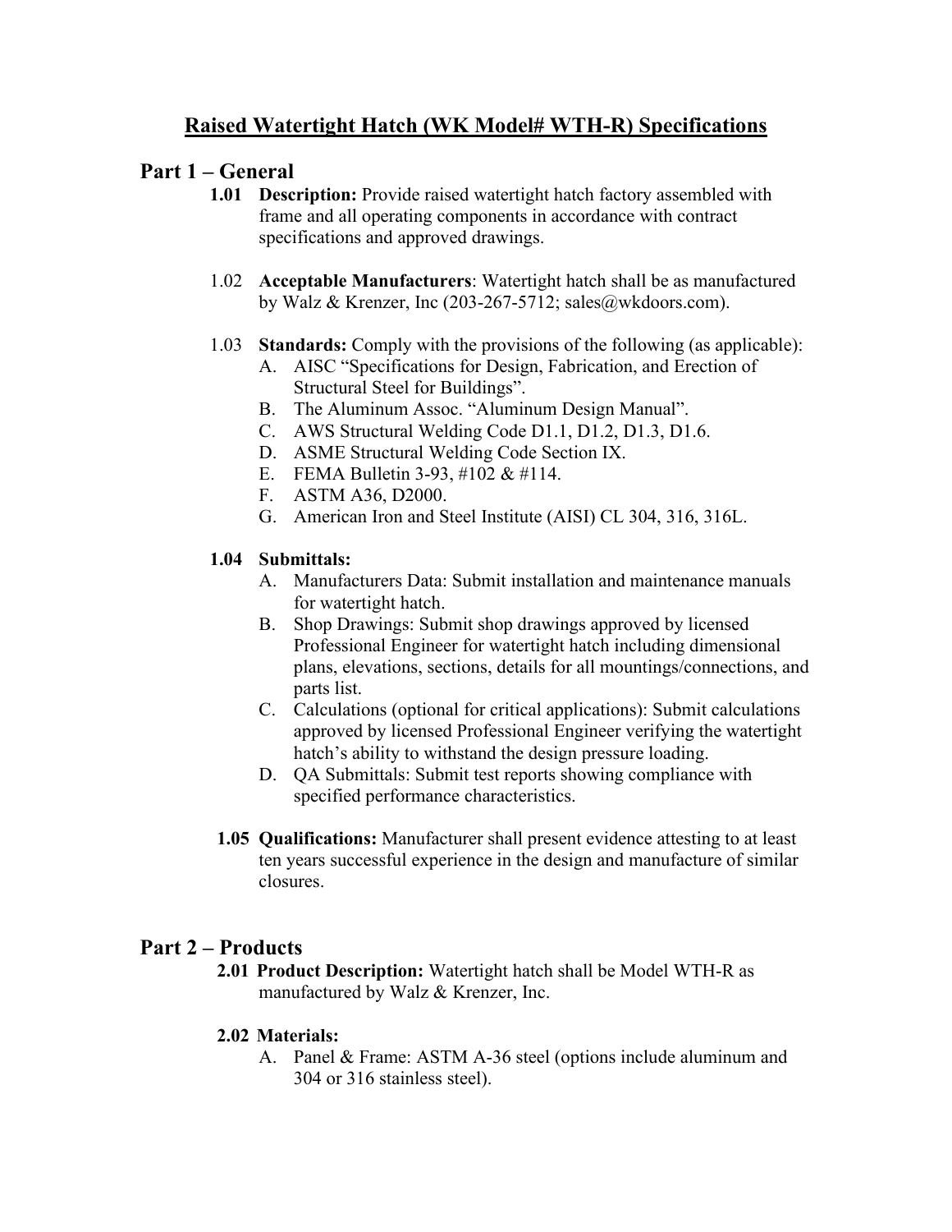# Raised Watertight Hatch (WK Model# WTH-R) Specifications

## Part 1 – General

**1.01 Description:** Provide raised watertight hatch factory assembled with frame and all operating components in accordance with contract specifications and approved drawings.

1.02 **Acceptable Manufacturers**: Watertight hatch shall be as manufactured by Walz & Krenzer, Inc (203-267-5712; sales@wkdoors.com).

1.03 **Standards:** Comply with the provisions of the following (as applicable):

A. AISC "Specifications for Design, Fabrication, and Erection of Structural Steel for Buildings".
B. The Aluminum Assoc. "Aluminum Design Manual".
C. AWS Structural Welding Code D1.1, D1.2, D1.3, D1.6.
D. ASME Structural Welding Code Section IX.
E. FEMA Bulletin 3-93, #102 & #114.
F. ASTM A36, D2000.
G. American Iron and Steel Institute (AISI) CL 304, 316, 316L.

**1.04 Submittals:**

A. Manufacturers Data: Submit installation and maintenance manuals for watertight hatch.
B. Shop Drawings: Submit shop drawings approved by licensed Professional Engineer for watertight hatch including dimensional plans, elevations, sections, details for all mountings/connections, and parts list.
C. Calculations (optional for critical applications): Submit calculations approved by licensed Professional Engineer verifying the watertight hatch's ability to withstand the design pressure loading.
D. QA Submittals: Submit test reports showing compliance with specified performance characteristics.

**1.05 Qualifications:** Manufacturer shall present evidence attesting to at least ten years successful experience in the design and manufacture of similar closures.

## Part 2 – Products

**2.01 Product Description:** Watertight hatch shall be Model WTH-R as manufactured by Walz & Krenzer, Inc.

**2.02 Materials:**

A. Panel & Frame: ASTM A-36 steel (options include aluminum and 304 or 316 stainless steel).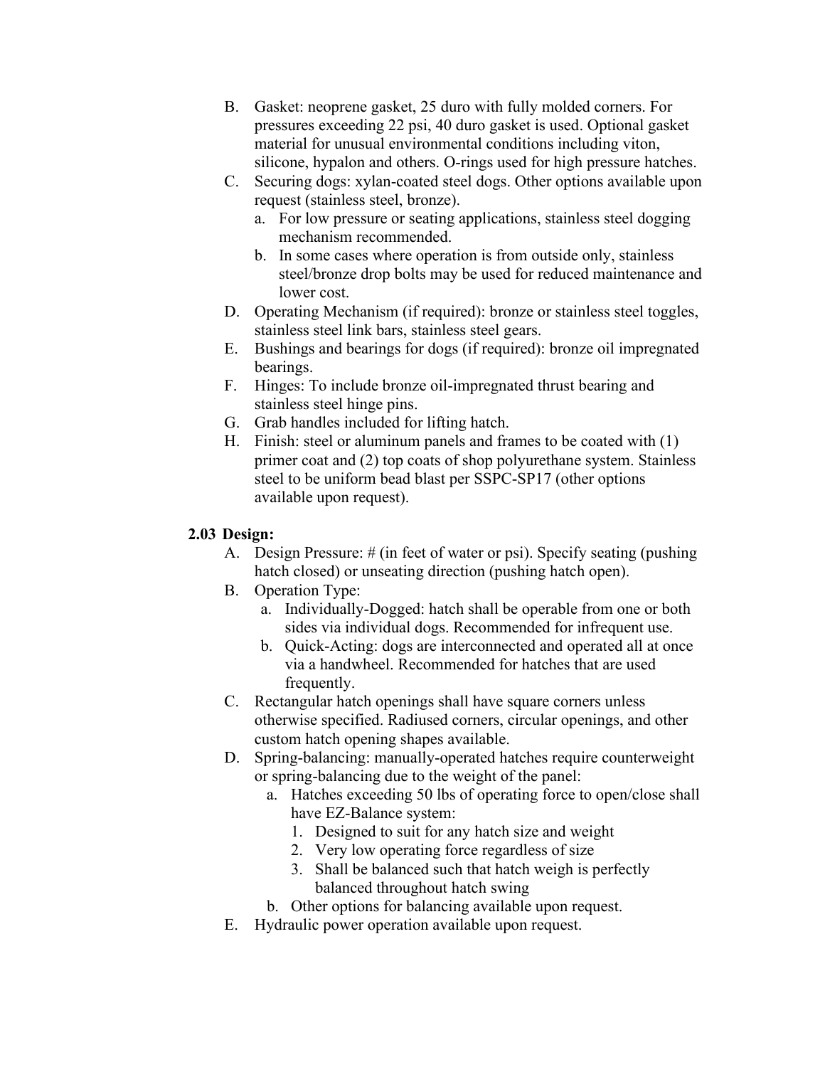B. Gasket: neoprene gasket, 25 duro with fully molded corners. For pressures exceeding 22 psi, 40 duro gasket is used. Optional gasket material for unusual environmental conditions including viton, silicone, hypalon and others. O-rings used for high pressure hatches.

C. Securing dogs: xylan-coated steel dogs. Other options available upon request (stainless steel, bronze).

   a. For low pressure or seating applications, stainless steel dogging mechanism recommended.

   b. In some cases where operation is from outside only, stainless steel/bronze drop bolts may be used for reduced maintenance and lower cost.

D. Operating Mechanism (if required): bronze or stainless steel toggles, stainless steel link bars, stainless steel gears.

E. Bushings and bearings for dogs (if required): bronze oil impregnated bearings.

F. Hinges: To include bronze oil-impregnated thrust bearing and stainless steel hinge pins.

G. Grab handles included for lifting hatch.

H. Finish: steel or aluminum panels and frames to be coated with (1) primer coat and (2) top coats of shop polyurethane system. Stainless steel to be uniform bead blast per SSPC-SP17 (other options available upon request).

### 2.03 Design:

A. Design Pressure: # (in feet of water or psi). Specify seating (pushing hatch closed) or unseating direction (pushing hatch open).

B. Operation Type:

   a. Individually-Dogged: hatch shall be operable from one or both sides via individual dogs. Recommended for infrequent use.

   b. Quick-Acting: dogs are interconnected and operated all at once via a handwheel. Recommended for hatches that are used frequently.

C. Rectangular hatch openings shall have square corners unless otherwise specified. Radiused corners, circular openings, and other custom hatch opening shapes available.

D. Spring-balancing: manually-operated hatches require counterweight or spring-balancing due to the weight of the panel:

   a. Hatches exceeding 50 lbs of operating force to open/close shall have EZ-Balance system:

      1. Designed to suit for any hatch size and weight
      2. Very low operating force regardless of size
      3. Shall be balanced such that hatch weigh is perfectly balanced throughout hatch swing

   b. Other options for balancing available upon request.

E. Hydraulic power operation available upon request.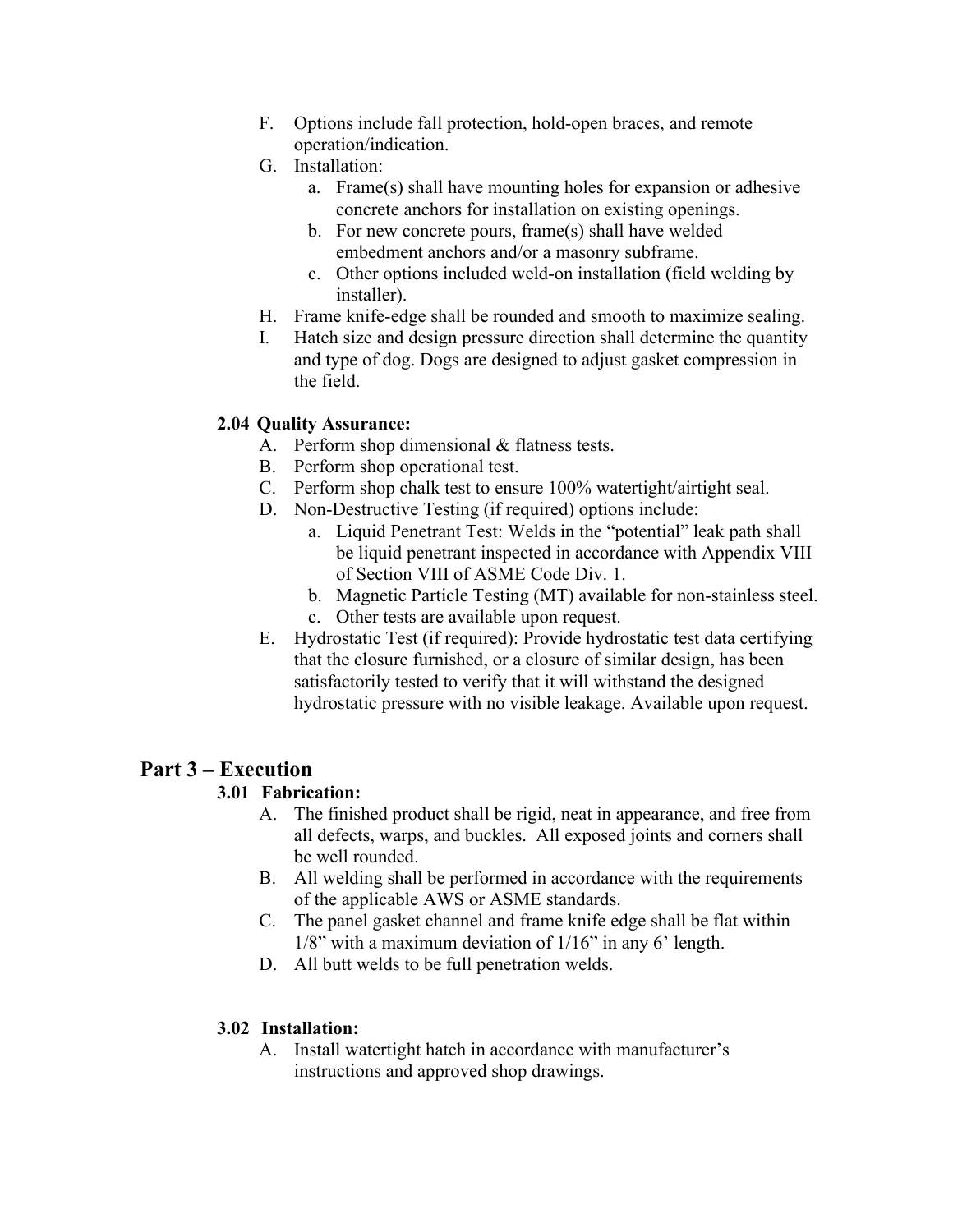F. Options include fall protection, hold-open braces, and remote operation/indication.

G. Installation:

  a. Frame(s) shall have mounting holes for expansion or adhesive concrete anchors for installation on existing openings.

  b. For new concrete pours, frame(s) shall have welded embedment anchors and/or a masonry subframe.

  c. Other options included weld-on installation (field welding by installer).

H. Frame knife-edge shall be rounded and smooth to maximize sealing.

I. Hatch size and design pressure direction shall determine the quantity and type of dog. Dogs are designed to adjust gasket compression in the field.

### 2.04 Quality Assurance:

A. Perform shop dimensional & flatness tests.

B. Perform shop operational test.

C. Perform shop chalk test to ensure 100% watertight/airtight seal.

D. Non-Destructive Testing (if required) options include:

  a. Liquid Penetrant Test: Welds in the "potential" leak path shall be liquid penetrant inspected in accordance with Appendix VIII of Section VIII of ASME Code Div. 1.

  b. Magnetic Particle Testing (MT) available for non-stainless steel.

  c. Other tests are available upon request.

E. Hydrostatic Test (if required): Provide hydrostatic test data certifying that the closure furnished, or a closure of similar design, has been satisfactorily tested to verify that it will withstand the designed hydrostatic pressure with no visible leakage. Available upon request.

## Part 3 – Execution

### 3.01 Fabrication:

A. The finished product shall be rigid, neat in appearance, and free from all defects, warps, and buckles. All exposed joints and corners shall be well rounded.

B. All welding shall be performed in accordance with the requirements of the applicable AWS or ASME standards.

C. The panel gasket channel and frame knife edge shall be flat within 1/8" with a maximum deviation of 1/16" in any 6' length.

D. All butt welds to be full penetration welds.

### 3.02 Installation:

A. Install watertight hatch in accordance with manufacturer's instructions and approved shop drawings.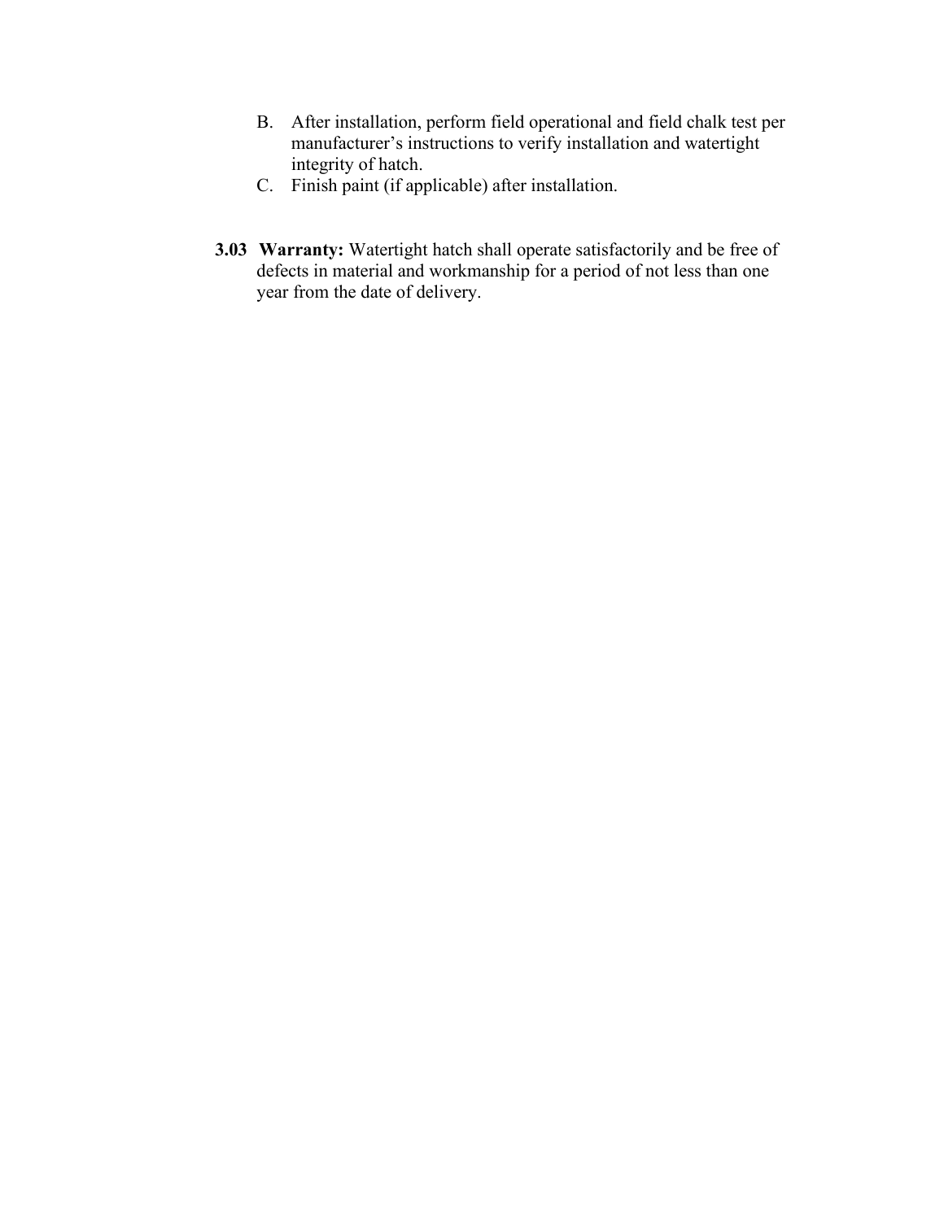B. After installation, perform field operational and field chalk test per manufacturer's instructions to verify installation and watertight integrity of hatch.

C. Finish paint (if applicable) after installation.

**3.03 Warranty:** Watertight hatch shall operate satisfactorily and be free of defects in material and workmanship for a period of not less than one year from the date of delivery.